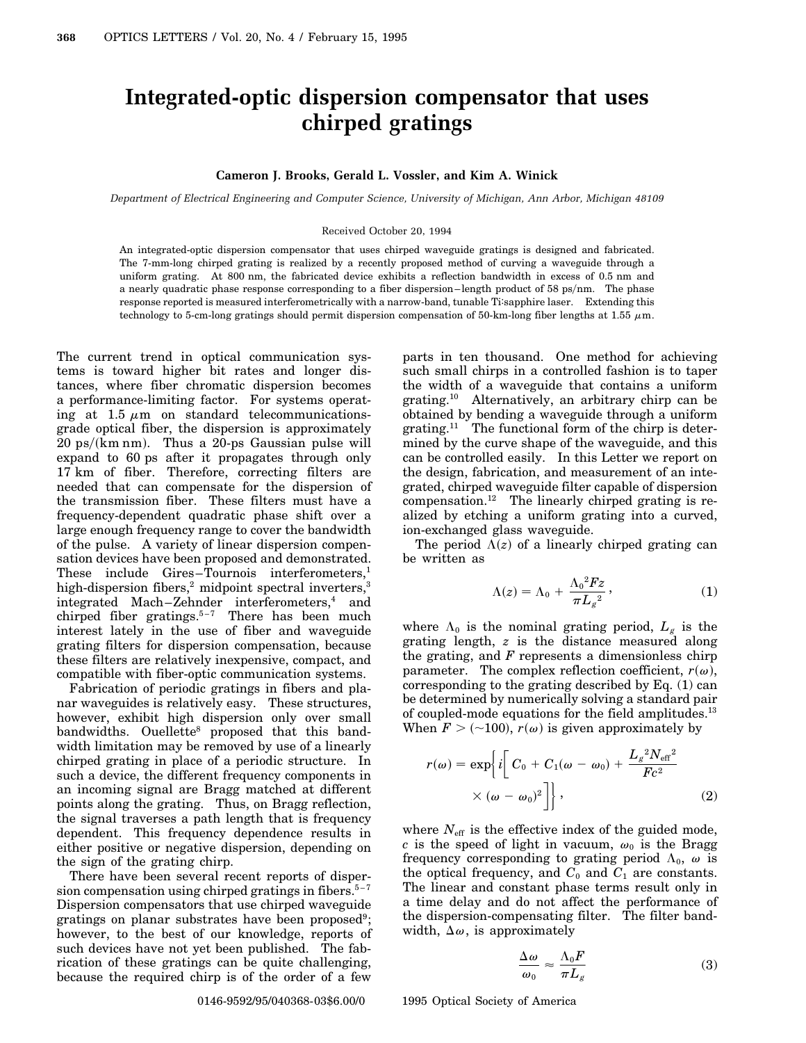# Integrated-optic dispersion compensator that uses chirped gratings

**Cameron J. Brooks, Gerald L. Vossler, and Kim A. Winick**

*Department of Electrical Engineering and Computer Science, University of Michigan, Ann Arbor, Michigan 48109*

Received October 20, 1994

An integrated-optic dispersion compensator that uses chirped waveguide gratings is designed and fabricated. The 7-mm-long chirped grating is realized by a recently proposed method of curving a waveguide through a uniform grating. At 800 nm, the fabricated device exhibits a reflection bandwidth in excess of 0.5 nm and a nearly quadratic phase response corresponding to a fiber dispersion–length product of 58 ps/nm. The phase response reported is measured interferometrically with a narrow-band, tunable Ti:sapphire laser. Extending this technology to 5-cm-long gratings should permit dispersion compensation of 50-km-long fiber lengths at 1.55 $\mu$m.

The current trend in optical communication systems is toward higher bit rates and longer distances, where fiber chromatic dispersion becomes a performance-limiting factor. For systems operating at 1.5 $\mu$m on standard telecommunications-grade optical fiber, the dispersion is approximately 20 ps/(km nm). Thus a 20-ps Gaussian pulse will expand to 60 ps after it propagates through only 17 km of fiber. Therefore, correcting filters are needed that can compensate for the dispersion of the transmission fiber. These filters must have a frequency-dependent quadratic phase shift over a large enough frequency range to cover the bandwidth of the pulse. A variety of linear dispersion compensation devices have been proposed and demonstrated. These include Gires–Tournois interferometers,[1] high-dispersion fibers,[2] midpoint spectral inverters,[3] integrated Mach–Zehnder interferometers,[4] and chirped fiber gratings.[5–7] There has been much interest lately in the use of fiber and waveguide grating filters for dispersion compensation, because these filters are relatively inexpensive, compact, and compatible with fiber-optic communication systems.

Fabrication of periodic gratings in fibers and planar waveguides is relatively easy. These structures, however, exhibit high dispersion only over small bandwidths. Ouellette[8] proposed that this bandwidth limitation may be removed by use of a linearly chirped grating in place of a periodic structure. In such a device, the different frequency components in an incoming signal are Bragg matched at different points along the grating. Thus, on Bragg reflection, the signal traverses a path length that is frequency dependent. This frequency dependence results in either positive or negative dispersion, depending on the sign of the grating chirp.

There have been several recent reports of dispersion compensation using chirped gratings in fibers.[5–7] Dispersion compensators that use chirped waveguide gratings on planar substrates have been proposed[9]; however, to the best of our knowledge, reports of such devices have not yet been published. The fabrication of these gratings can be quite challenging, because the required chirp is of the order of a few parts in ten thousand. One method for achieving such small chirps in a controlled fashion is to taper the width of a waveguide that contains a uniform grating.[10] Alternatively, an arbitrary chirp can be obtained by bending a waveguide through a uniform grating.[11] The functional form of the chirp is determined by the curve shape of the waveguide, and this can be controlled easily. In this Letter we report on the design, fabrication, and measurement of an integrated, chirped waveguide filter capable of dispersion compensation.[12] The linearly chirped grating is realized by etching a uniform grating into a curved, ion-exchanged glass waveguide.

The period $\Lambda(z)$ of a linearly chirped grating can be written as

$$\Lambda(z) = \Lambda_0 + \frac{\Lambda_0{}^2 F z}{\pi L_g{}^2}, \tag{1}$$

where $\Lambda_0$ is the nominal grating period, $L_g$ is the grating length, $z$ is the distance measured along the grating, and $F$ represents a dimensionless chirp parameter. The complex reflection coefficient, $r(\omega)$, corresponding to the grating described by Eq. (1) can be determined by numerically solving a standard pair of coupled-mode equations for the field amplitudes.[13] When $F > (\sim 100)$, $r(\omega)$ is given approximately by

$$r(\omega) = \exp\left\{ i\left[ C_0 + C_1(\omega - \omega_0) + \frac{L_g{}^2 N_{\text{eff}}{}^2}{F c^2} \times (\omega - \omega_0)^2 \right] \right\}, \tag{2}$$

where $N_{\text{eff}}$ is the effective index of the guided mode, $c$ is the speed of light in vacuum, $\omega_0$ is the Bragg frequency corresponding to grating period $\Lambda_0$, $\omega$ is the optical frequency, and $C_0$ and $C_1$ are constants. The linear and constant phase terms result only in a time delay and do not affect the performance of the dispersion-compensating filter. The filter bandwidth, $\Delta\omega$, is approximately

$$\frac{\Delta\omega}{\omega_0} \approx \frac{\Lambda_0 F}{\pi L_g} \tag{3}$$

0146-9592/95/040368-03$6.00/0 © 1995 Optical Society of America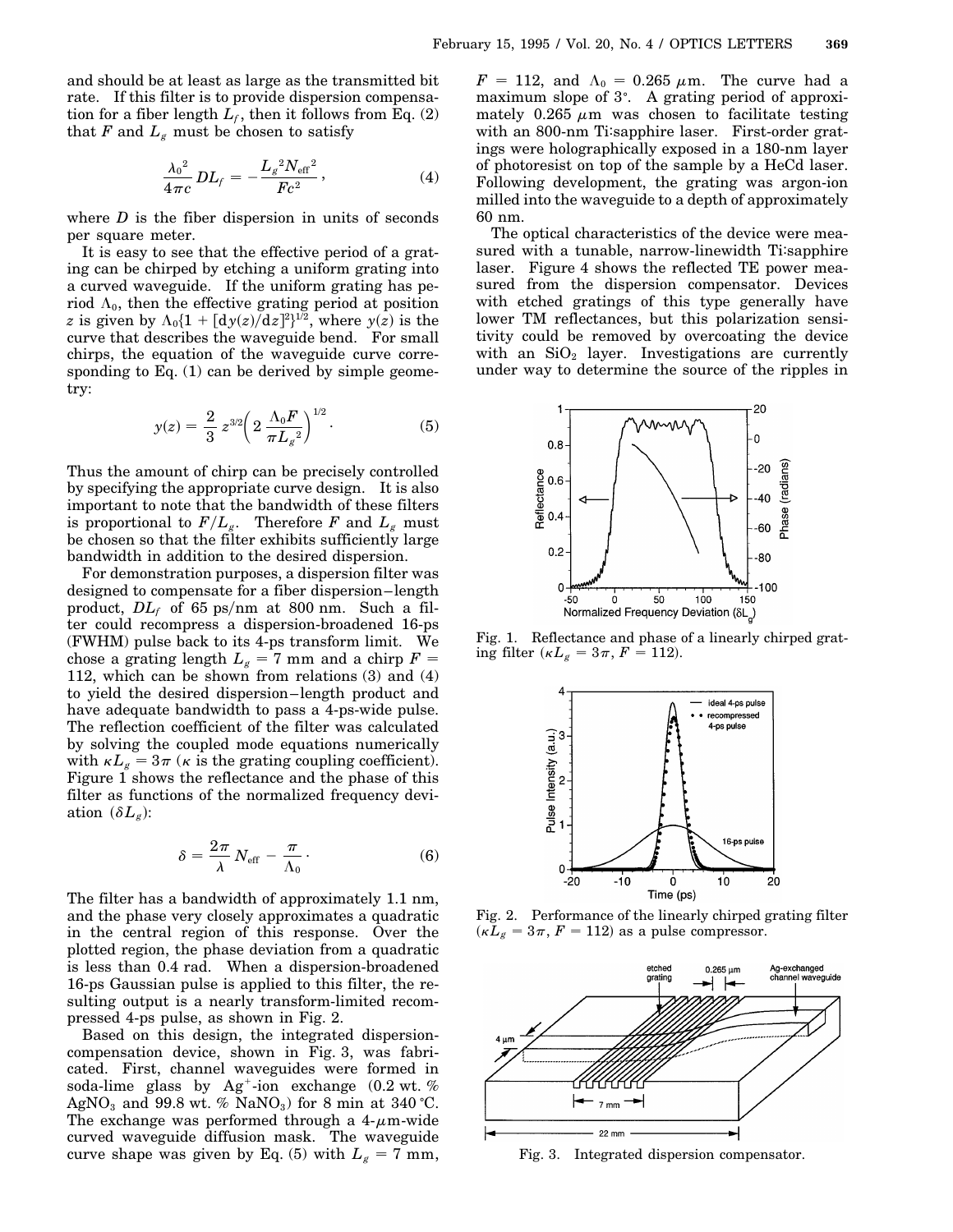and should be at least as large as the transmitted bit rate. If this filter is to provide dispersion compensation for a fiber length $L_f$, then it follows from Eq. (2) that $F$ and $L_g$ must be chosen to satisfy

$$\frac{\lambda_0^2}{4\pi c} D L_f = -\frac{L_g^2 N_{\text{eff}}^2}{F c^2}, \tag{4}$$

where $D$ is the fiber dispersion in units of seconds per square meter.

It is easy to see that the effective period of a grating can be chirped by etching a uniform grating into a curved waveguide. If the uniform grating has period $\Lambda_0$, then the effective grating period at position $z$ is given by $\Lambda_0\{1 + [\mathrm{d}y(z)/\mathrm{d}z]^2\}^{1/2}$, where $y(z)$ is the curve that describes the waveguide bend. For small chirps, the equation of the waveguide curve corresponding to Eq. (1) can be derived by simple geometry:

$$y(z) = \frac{2}{3} z^{3/2} \left(2 \frac{\Lambda_0 F}{\pi L_g^2}\right)^{1/2}. \tag{5}$$

Thus the amount of chirp can be precisely controlled by specifying the appropriate curve design. It is also important to note that the bandwidth of these filters is proportional to $F/L_g$. Therefore $F$ and $L_g$ must be chosen so that the filter exhibits sufficiently large bandwidth in addition to the desired dispersion.

For demonstration purposes, a dispersion filter was designed to compensate for a fiber dispersion–length product, $DL_f$ of 65 ps/nm at 800 nm. Such a filter could recompress a dispersion-broadened 16-ps (FWHM) pulse back to its 4-ps transform limit. We chose a grating length $L_g = 7$ mm and a chirp $F = 112$, which can be shown from relations (3) and (4) to yield the desired dispersion–length product and have adequate bandwidth to pass a 4-ps-wide pulse. The reflection coefficient of the filter was calculated by solving the coupled mode equations numerically with $\kappa L_g = 3\pi$ ($\kappa$ is the grating coupling coefficient). Figure 1 shows the reflectance and the phase of this filter as functions of the normalized frequency deviation ($\delta L_g$):

$$\delta = \frac{2\pi}{\lambda} N_{\text{eff}} - \frac{\pi}{\Lambda_0}. \tag{6}$$

The filter has a bandwidth of approximately 1.1 nm, and the phase very closely approximates a quadratic in the central region of this response. Over the plotted region, the phase deviation from a quadratic is less than 0.4 rad. When a dispersion-broadened 16-ps Gaussian pulse is applied to this filter, the resulting output is a nearly transform-limited recompressed 4-ps pulse, as shown in Fig. 2.

Based on this design, the integrated dispersion-compensation device, shown in Fig. 3, was fabricated. First, channel waveguides were formed in soda-lime glass by $Ag^+$-ion exchange (0.2 wt. % $AgNO_3$ and 99.8 wt. % $NaNO_3$) for 8 min at 340 °C. The exchange was performed through a 4-μm-wide curved waveguide diffusion mask. The waveguide curve shape was given by Eq. (5) with $L_g = 7$ mm, $F = 112$, and $\Lambda_0 = 0.265$ μm. The curve had a maximum slope of 3°. A grating period of approximately 0.265 μm was chosen to facilitate testing with an 800-nm Ti:sapphire laser. First-order gratings were holographically exposed in a 180-nm layer of photoresist on top of the sample by a HeCd laser. Following development, the grating was argon-ion milled into the waveguide to a depth of approximately 60 nm.

The optical characteristics of the device were measured with a tunable, narrow-linewidth Ti:sapphire laser. Figure 4 shows the reflected TE power measured from the dispersion compensator. Devices with etched gratings of this type generally have lower TM reflectances, but this polarization sensitivity could be removed by overcoating the device with an $SiO_2$ layer. Investigations are currently under way to determine the source of the ripples in

Fig. 1. Reflectance and phase of a linearly chirped grating filter ($\kappa L_g = 3\pi$, $F = 112$).

Fig. 2. Performance of the linearly chirped grating filter ($\kappa L_g = 3\pi$, $F = 112$) as a pulse compressor.

Fig. 3. Integrated dispersion compensator.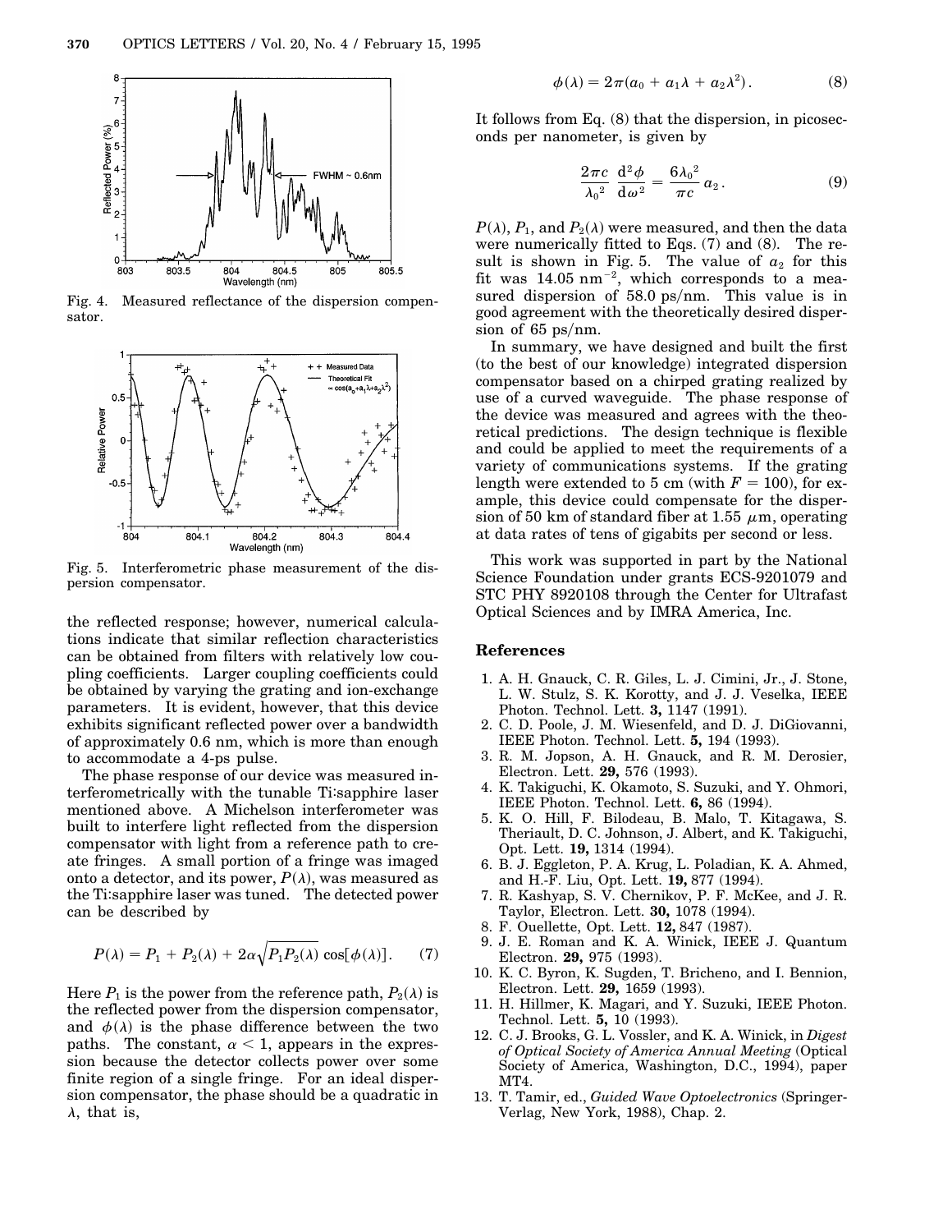Reflected Power (%)
8
7
6
5
4
3
2
1
0
FWHM ~ 0.6nm
803
803.5
804
804.5
805
805.5
Wavelength (nm)

Fig. 4. Measured reflectance of the dispersion compensator.

Relative Power
1
0.5
0
-0.5
-1
++ Measured Data
Theoretical Fit
~ cos(a0+a1λ+a2λ2)
804
804.1
804.2
804.3
804.4
Wavelength (nm)

Fig. 5. Interferometric phase measurement of the dispersion compensator.

the reflected response; however, numerical calculations indicate that similar reflection characteristics can be obtained from filters with relatively low coupling coefficients. Larger coupling coefficients could be obtained by varying the grating and ion-exchange parameters. It is evident, however, that this device exhibits significant reflected power over a bandwidth of approximately 0.6 nm, which is more than enough to accommodate a 4-ps pulse.

The phase response of our device was measured interferometrically with the tunable Ti:sapphire laser mentioned above. A Michelson interferometer was built to interfere light reflected from the dispersion compensator with light from a reference path to create fringes. A small portion of a fringe was imaged onto a detector, and its power, $P(\lambda)$, was measured as the Ti:sapphire laser was tuned. The detected power can be described by

$$P(\lambda) = P_1 + P_2(\lambda) + 2\alpha\sqrt{P_1 P_2(\lambda)}\cos[\phi(\lambda)]. \quad (7)$$

Here $P_1$ is the power from the reference path, $P_2(\lambda)$ is the reflected power from the dispersion compensator, and $\phi(\lambda)$ is the phase difference between the two paths. The constant, $\alpha < 1$, appears in the expression because the detector collects power over some finite region of a single fringe. For an ideal dispersion compensator, the phase should be a quadratic in $\lambda$, that is,

$$\phi(\lambda) = 2\pi(a_0 + a_1\lambda + a_2\lambda^2). \quad (8)$$

It follows from Eq. (8) that the dispersion, in picoseconds per nanometer, is given by

$$\frac{2\pi c}{\lambda_0^2}\frac{\mathrm{d}^2\phi}{\mathrm{d}\omega^2} = \frac{6\lambda_0^2}{\pi c}a_2. \quad (9)$$

$P(\lambda)$, $P_1$, and $P_2(\lambda)$ were measured, and then the data were numerically fitted to Eqs. (7) and (8). The result is shown in Fig. 5. The value of $a_2$ for this fit was 14.05 nm$^{-2}$, which corresponds to a measured dispersion of 58.0 ps/nm. This value is in good agreement with the theoretically desired dispersion of 65 ps/nm.

In summary, we have designed and built the first (to the best of our knowledge) integrated dispersion compensator based on a chirped grating realized by use of a curved waveguide. The phase response of the device was measured and agrees with the theoretical predictions. The design technique is flexible and could be applied to meet the requirements of a variety of communications systems. If the grating length were extended to 5 cm (with $F = 100$), for example, this device could compensate for the dispersion of 50 km of standard fiber at 1.55 $\mu$m, operating at data rates of tens of gigabits per second or less.

This work was supported in part by the National Science Foundation under grants ECS-9201079 and STC PHY 8920108 through the Center for Ultrafast Optical Sciences and by IMRA America, Inc.

## References

1. A. H. Gnauck, C. R. Giles, L. J. Cimini, Jr., J. Stone, L. W. Stulz, S. K. Korotty, and J. J. Veselka, IEEE Photon. Technol. Lett. **3,** 1147 (1991).
2. C. D. Poole, J. M. Wiesenfeld, and D. J. DiGiovanni, IEEE Photon. Technol. Lett. **5,** 194 (1993).
3. R. M. Jopson, A. H. Gnauck, and R. M. Derosier, Electron. Lett. **29,** 576 (1993).
4. K. Takiguchi, K. Okamoto, S. Suzuki, and Y. Ohmori, IEEE Photon. Technol. Lett. **6,** 86 (1994).
5. K. O. Hill, F. Bilodeau, B. Malo, T. Kitagawa, S. Theriault, D. C. Johnson, J. Albert, and K. Takiguchi, Opt. Lett. **19,** 1314 (1994).
6. B. J. Eggleton, P. A. Krug, L. Poladian, K. A. Ahmed, and H.-F. Liu, Opt. Lett. **19,** 877 (1994).
7. R. Kashyap, S. V. Chernikov, P. F. McKee, and J. R. Taylor, Electron. Lett. **30,** 1078 (1994).
8. F. Ouellette, Opt. Lett. **12,** 847 (1987).
9. J. E. Roman and K. A. Winick, IEEE J. Quantum Electron. **29,** 975 (1993).
10. K. C. Byron, K. Sugden, T. Bricheno, and I. Bennion, Electron. Lett. **29,** 1659 (1993).
11. H. Hillmer, K. Magari, and Y. Suzuki, IEEE Photon. Technol. Lett. **5,** 10 (1993).
12. C. J. Brooks, G. L. Vossler, and K. A. Winick, in *Digest of Optical Society of America Annual Meeting* (Optical Society of America, Washington, D.C., 1994), paper MT4.
13. T. Tamir, ed., *Guided Wave Optoelectronics* (Springer-Verlag, New York, 1988), Chap. 2.